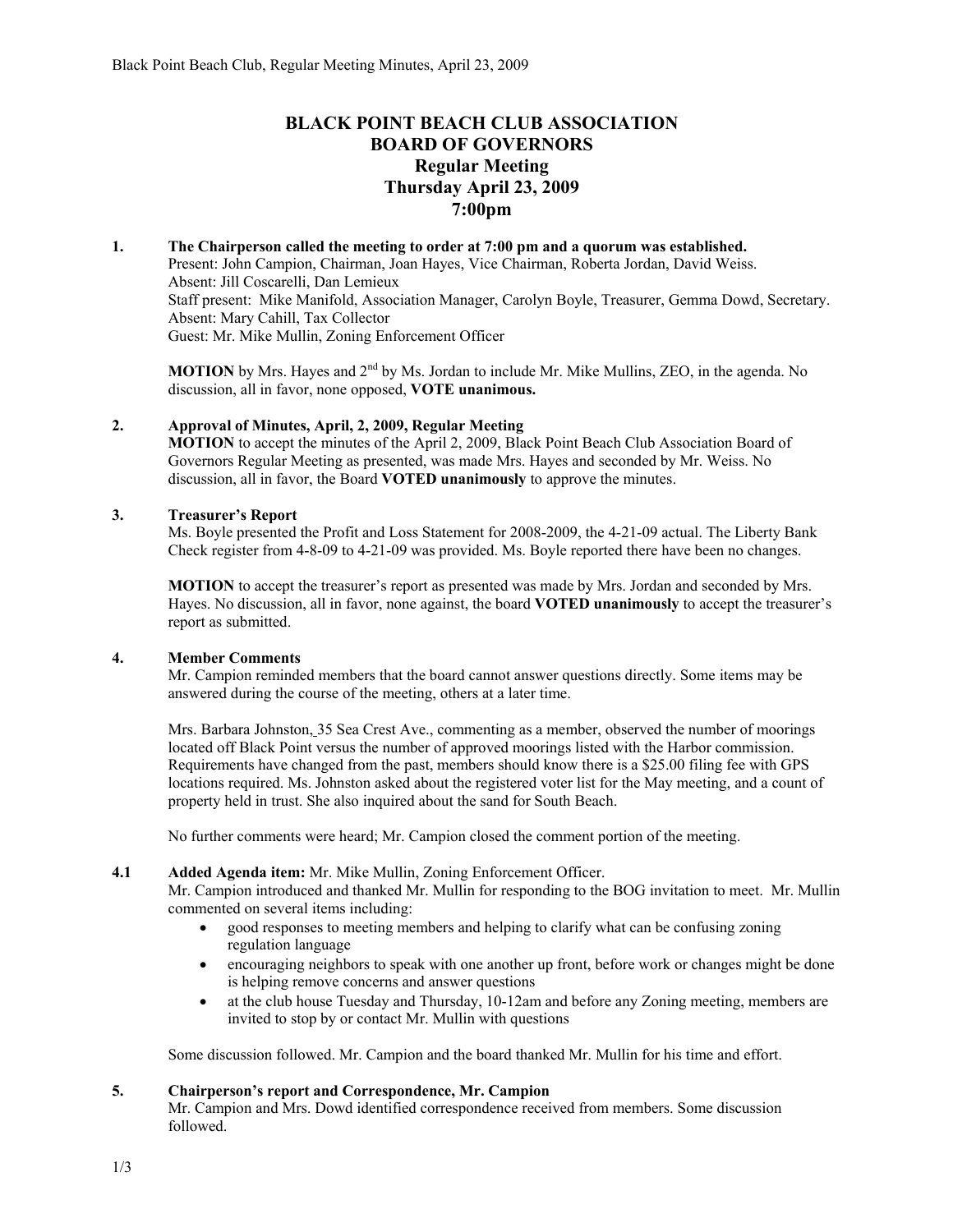# BLACK POINT BEACH CLUB ASSOCIATION
# BOARD OF GOVERNORS
## Regular Meeting
## Thursday April 23, 2009
## 7:00pm

**1. The Chairperson called the meeting to order at 7:00 pm and a quorum was established.**

Present: John Campion, Chairman, Joan Hayes, Vice Chairman, Roberta Jordan, David Weiss.
Absent: Jill Coscarelli, Dan Lemieux
Staff present: Mike Manifold, Association Manager, Carolyn Boyle, Treasurer, Gemma Dowd, Secretary.
Absent: Mary Cahill, Tax Collector
Guest: Mr. Mike Mullin, Zoning Enforcement Officer

**MOTION** by Mrs. Hayes and 2nd by Ms. Jordan to include Mr. Mike Mullins, ZEO, in the agenda. No discussion, all in favor, none opposed, **VOTE unanimous.**

**2. Approval of Minutes, April, 2, 2009, Regular Meeting**

**MOTION** to accept the minutes of the April 2, 2009, Black Point Beach Club Association Board of Governors Regular Meeting as presented, was made Mrs. Hayes and seconded by Mr. Weiss. No discussion, all in favor, the Board **VOTED unanimously** to approve the minutes.

**3. Treasurer's Report**

Ms. Boyle presented the Profit and Loss Statement for 2008-2009, the 4-21-09 actual. The Liberty Bank Check register from 4-8-09 to 4-21-09 was provided. Ms. Boyle reported there have been no changes.

**MOTION** to accept the treasurer's report as presented was made by Mrs. Jordan and seconded by Mrs. Hayes. No discussion, all in favor, none against, the board **VOTED unanimously** to accept the treasurer's report as submitted.

**4. Member Comments**

Mr. Campion reminded members that the board cannot answer questions directly. Some items may be answered during the course of the meeting, others at a later time.

Mrs. Barbara Johnston, 35 Sea Crest Ave., commenting as a member, observed the number of moorings located off Black Point versus the number of approved moorings listed with the Harbor commission. Requirements have changed from the past, members should know there is a $25.00 filing fee with GPS locations required. Ms. Johnston asked about the registered voter list for the May meeting, and a count of property held in trust. She also inquired about the sand for South Beach.

No further comments were heard; Mr. Campion closed the comment portion of the meeting.

**4.1 Added Agenda item:** Mr. Mike Mullin, Zoning Enforcement Officer.

Mr. Campion introduced and thanked Mr. Mullin for responding to the BOG invitation to meet. Mr. Mullin commented on several items including:

- good responses to meeting members and helping to clarify what can be confusing zoning regulation language
- encouraging neighbors to speak with one another up front, before work or changes might be done is helping remove concerns and answer questions
- at the club house Tuesday and Thursday, 10-12am and before any Zoning meeting, members are invited to stop by or contact Mr. Mullin with questions

Some discussion followed. Mr. Campion and the board thanked Mr. Mullin for his time and effort.

**5. Chairperson's report and Correspondence, Mr. Campion**

Mr. Campion and Mrs. Dowd identified correspondence received from members. Some discussion followed.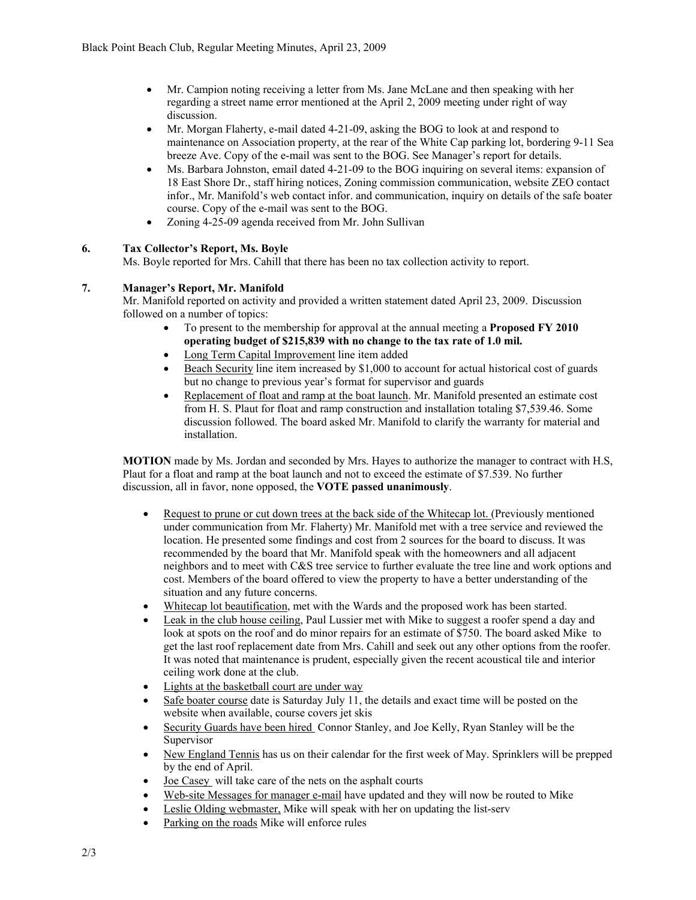- Mr. Campion noting receiving a letter from Ms. Jane McLane and then speaking with her regarding a street name error mentioned at the April 2, 2009 meeting under right of way discussion.
- Mr. Morgan Flaherty, e-mail dated 4-21-09, asking the BOG to look at and respond to maintenance on Association property, at the rear of the White Cap parking lot, bordering 9-11 Sea breeze Ave. Copy of the e-mail was sent to the BOG. See Manager's report for details.
- Ms. Barbara Johnston, email dated 4-21-09 to the BOG inquiring on several items: expansion of 18 East Shore Dr., staff hiring notices, Zoning commission communication, website ZEO contact infor., Mr. Manifold's web contact infor. and communication, inquiry on details of the safe boater course. Copy of the e-mail was sent to the BOG.
- Zoning 4-25-09 agenda received from Mr. John Sullivan

**6. Tax Collector's Report, Ms. Boyle**

Ms. Boyle reported for Mrs. Cahill that there has been no tax collection activity to report.

**7. Manager's Report, Mr. Manifold**

Mr. Manifold reported on activity and provided a written statement dated April 23, 2009. Discussion followed on a number of topics:

- To present to the membership for approval at the annual meeting a **Proposed FY 2010 operating budget of $215,839 with no change to the tax rate of 1.0 mil.**
- Long Term Capital Improvement line item added
- Beach Security line item increased by $1,000 to account for actual historical cost of guards but no change to previous year's format for supervisor and guards
- Replacement of float and ramp at the boat launch. Mr. Manifold presented an estimate cost from H. S. Plaut for float and ramp construction and installation totaling $7,539.46. Some discussion followed. The board asked Mr. Manifold to clarify the warranty for material and installation.

**MOTION** made by Ms. Jordan and seconded by Mrs. Hayes to authorize the manager to contract with H.S, Plaut for a float and ramp at the boat launch and not to exceed the estimate of $7.539. No further discussion, all in favor, none opposed, the **VOTE passed unanimously**.

- Request to prune or cut down trees at the back side of the Whitecap lot. (Previously mentioned under communication from Mr. Flaherty) Mr. Manifold met with a tree service and reviewed the location. He presented some findings and cost from 2 sources for the board to discuss. It was recommended by the board that Mr. Manifold speak with the homeowners and all adjacent neighbors and to meet with C&S tree service to further evaluate the tree line and work options and cost. Members of the board offered to view the property to have a better understanding of the situation and any future concerns.
- Whitecap lot beautification, met with the Wards and the proposed work has been started.
- Leak in the club house ceiling, Paul Lussier met with Mike to suggest a roofer spend a day and look at spots on the roof and do minor repairs for an estimate of $750. The board asked Mike to get the last roof replacement date from Mrs. Cahill and seek out any other options from the roofer. It was noted that maintenance is prudent, especially given the recent acoustical tile and interior ceiling work done at the club.
- Lights at the basketball court are under way
- Safe boater course date is Saturday July 11, the details and exact time will be posted on the website when available, course covers jet skis
- Security Guards have been hired Connor Stanley, and Joe Kelly, Ryan Stanley will be the Supervisor
- New England Tennis has us on their calendar for the first week of May. Sprinklers will be prepped by the end of April.
- Joe Casey will take care of the nets on the asphalt courts
- Web-site Messages for manager e-mail have updated and they will now be routed to Mike
- Leslie Olding webmaster, Mike will speak with her on updating the list-serv
- Parking on the roads Mike will enforce rules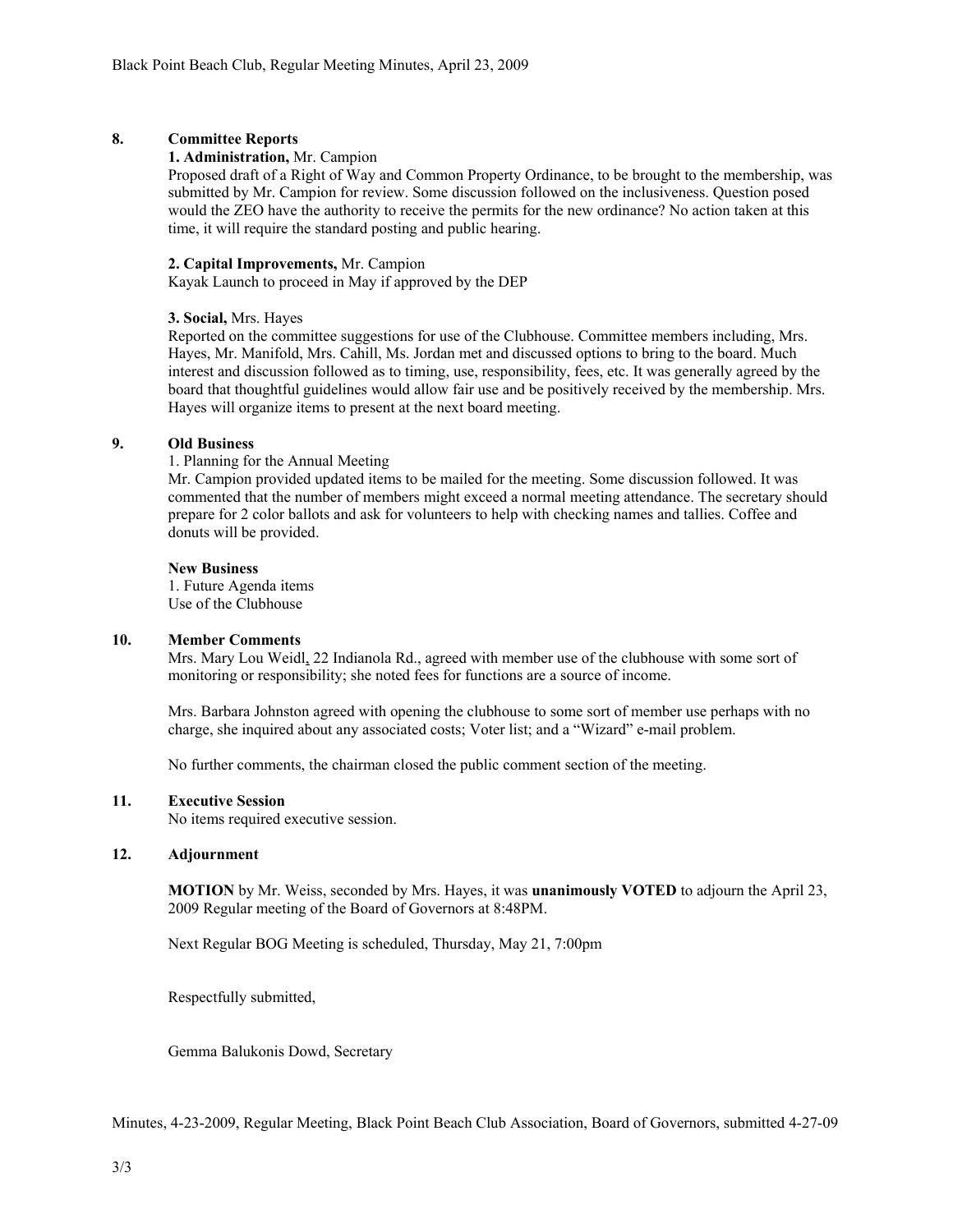**8. Committee Reports**

**1. Administration,** Mr. Campion

Proposed draft of a Right of Way and Common Property Ordinance, to be brought to the membership, was submitted by Mr. Campion for review. Some discussion followed on the inclusiveness. Question posed would the ZEO have the authority to receive the permits for the new ordinance? No action taken at this time, it will require the standard posting and public hearing.

**2. Capital Improvements,** Mr. Campion

Kayak Launch to proceed in May if approved by the DEP

**3. Social,** Mrs. Hayes

Reported on the committee suggestions for use of the Clubhouse. Committee members including, Mrs. Hayes, Mr. Manifold, Mrs. Cahill, Ms. Jordan met and discussed options to bring to the board. Much interest and discussion followed as to timing, use, responsibility, fees, etc. It was generally agreed by the board that thoughtful guidelines would allow fair use and be positively received by the membership. Mrs. Hayes will organize items to present at the next board meeting.

**9. Old Business**

1. Planning for the Annual Meeting

Mr. Campion provided updated items to be mailed for the meeting. Some discussion followed. It was commented that the number of members might exceed a normal meeting attendance. The secretary should prepare for 2 color ballots and ask for volunteers to help with checking names and tallies. Coffee and donuts will be provided.

**New Business**

1. Future Agenda items

Use of the Clubhouse

**10. Member Comments**

Mrs. Mary Lou Weidl, 22 Indianola Rd., agreed with member use of the clubhouse with some sort of monitoring or responsibility; she noted fees for functions are a source of income.

Mrs. Barbara Johnston agreed with opening the clubhouse to some sort of member use perhaps with no charge, she inquired about any associated costs; Voter list; and a "Wizard" e-mail problem.

No further comments, the chairman closed the public comment section of the meeting.

**11. Executive Session**

No items required executive session.

**12. Adjournment**

**MOTION** by Mr. Weiss, seconded by Mrs. Hayes, it was **unanimously VOTED** to adjourn the April 23, 2009 Regular meeting of the Board of Governors at 8:48PM.

Next Regular BOG Meeting is scheduled, Thursday, May 21, 7:00pm

Respectfully submitted,

Gemma Balukonis Dowd, Secretary

Minutes, 4-23-2009, Regular Meeting, Black Point Beach Club Association, Board of Governors, submitted 4-27-09